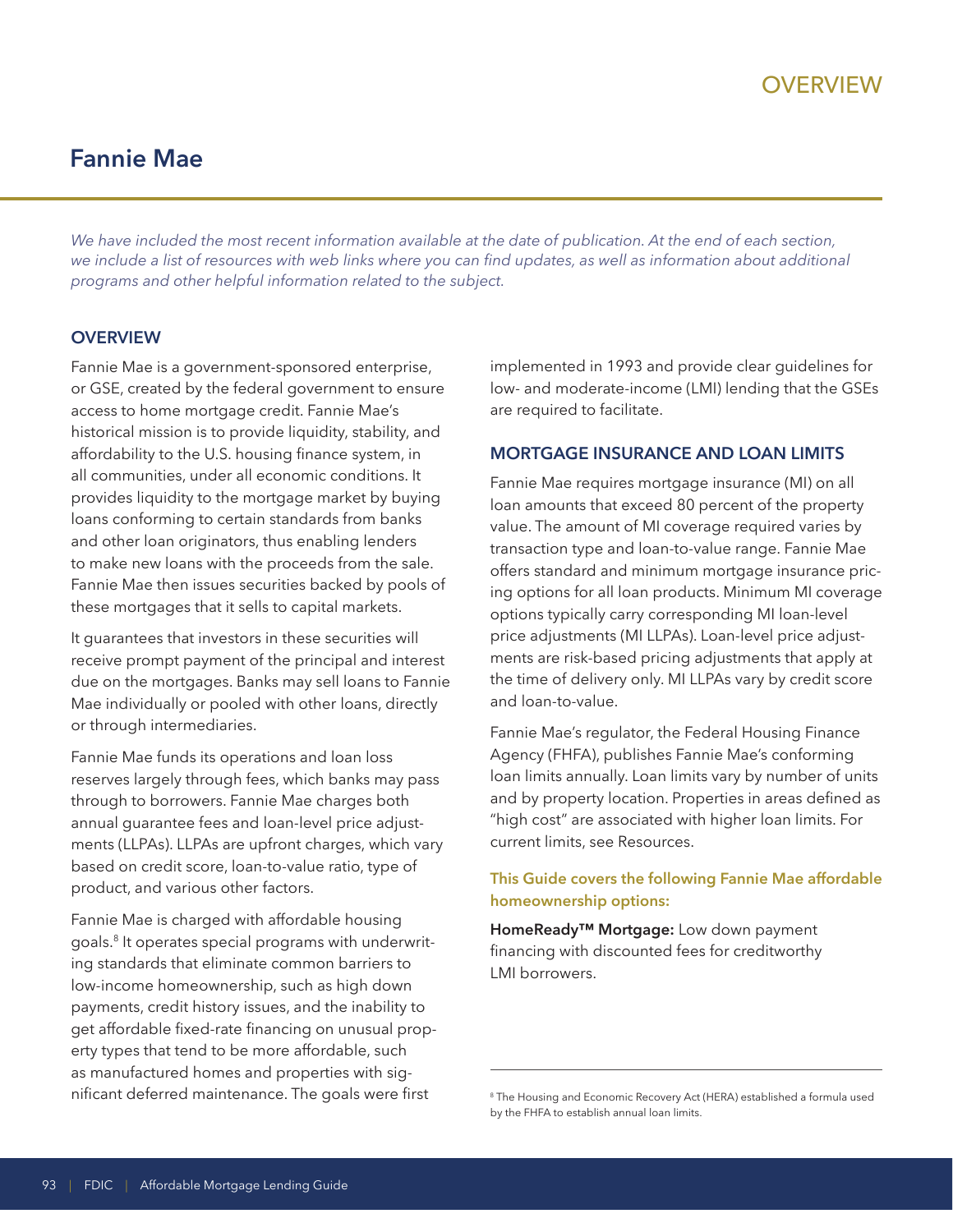# Fannie Mae

*We have included the most recent information available at the date of publication. At the end of each section, we include a list of resources with web links where you can find updates, as well as information about additional programs and other helpful information related to the subject.*

## OVERVIEW

Fannie Mae is a government-sponsored enterprise, or GSE, created by the federal government to ensure access to home mortgage credit. Fannie Mae's historical mission is to provide liquidity, stability, and affordability to the U.S. housing finance system, in all communities, under all economic conditions. It provides liquidity to the mortgage market by buying loans conforming to certain standards from banks and other loan originators, thus enabling lenders to make new loans with the proceeds from the sale. Fannie Mae then issues securities backed by pools of these mortgages that it sells to capital markets.

It guarantees that investors in these securities will receive prompt payment of the principal and interest due on the mortgages. Banks may sell loans to Fannie Mae individually or pooled with other loans, directly or through intermediaries.

Fannie Mae funds its operations and loan loss reserves largely through fees, which banks may pass through to borrowers. Fannie Mae charges both annual guarantee fees and loan-level price adjustments (LLPAs). LLPAs are upfront charges, which vary based on credit score, loan-to-value ratio, type of product, and various other factors.

Fannie Mae is charged with affordable housing goals.[8] It operates special programs with underwriting standards that eliminate common barriers to low-income homeownership, such as high down payments, credit history issues, and the inability to get affordable fixed-rate financing on unusual property types that tend to be more affordable, such as manufactured homes and properties with significant deferred maintenance. The goals were first implemented in 1993 and provide clear guidelines for low- and moderate-income (LMI) lending that the GSEs are required to facilitate.

## MORTGAGE INSURANCE AND LOAN LIMITS

Fannie Mae requires mortgage insurance (MI) on all loan amounts that exceed 80 percent of the property value. The amount of MI coverage required varies by transaction type and loan-to-value range. Fannie Mae offers standard and minimum mortgage insurance pricing options for all loan products. Minimum MI coverage options typically carry corresponding MI loan-level price adjustments (MI LLPAs). Loan-level price adjustments are risk-based pricing adjustments that apply at the time of delivery only. MI LLPAs vary by credit score and loan-to-value.

Fannie Mae's regulator, the Federal Housing Finance Agency (FHFA), publishes Fannie Mae's conforming loan limits annually. Loan limits vary by number of units and by property location. Properties in areas defined as "high cost" are associated with higher loan limits. For current limits, see Resources.

### This Guide covers the following Fannie Mae affordable homeownership options:

**HomeReady™ Mortgage:** Low down payment financing with discounted fees for creditworthy LMI borrowers.

---

[8] The Housing and Economic Recovery Act (HERA) established a formula used by the FHFA to establish annual loan limits.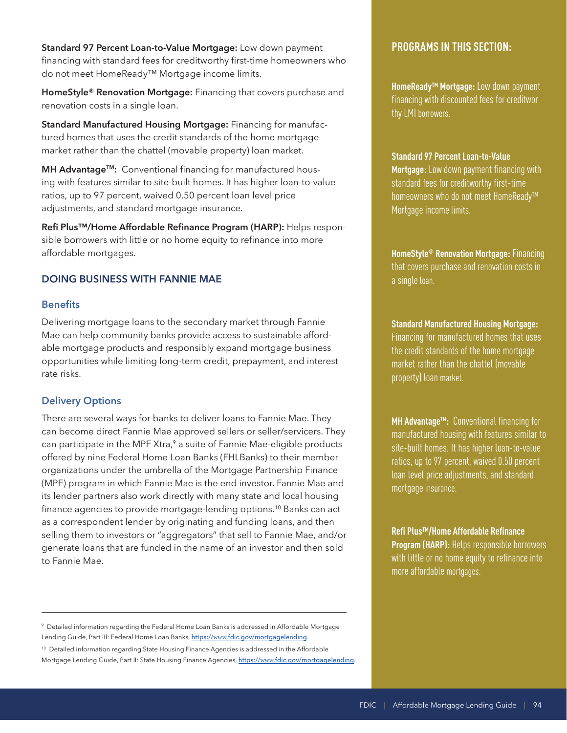**Standard 97 Percent Loan-to-Value Mortgage:** Low down payment financing with standard fees for creditworthy first-time homeowners who do not meet HomeReady™ Mortgage income limits.

**HomeStyle® Renovation Mortgage:** Financing that covers purchase and renovation costs in a single loan.

**Standard Manufactured Housing Mortgage:** Financing for manufactured homes that uses the credit standards of the home mortgage market rather than the chattel (movable property) loan market.

**MH Advantage™:** Conventional financing for manufactured housing with features similar to site-built homes. It has higher loan-to-value ratios, up to 97 percent, waived 0.50 percent loan level price adjustments, and standard mortgage insurance.

**Refi Plus™/Home Affordable Refinance Program (HARP):** Helps responsible borrowers with little or no home equity to refinance into more affordable mortgages.

### DOING BUSINESS WITH FANNIE MAE

#### Benefits

Delivering mortgage loans to the secondary market through Fannie Mae can help community banks provide access to sustainable affordable mortgage products and responsibly expand mortgage business opportunities while limiting long-term credit, prepayment, and interest rate risks.

#### Delivery Options

There are several ways for banks to deliver loans to Fannie Mae. They can become direct Fannie Mae approved sellers or seller/servicers. They can participate in the MPF Xtra,[9] a suite of Fannie Mae-eligible products offered by nine Federal Home Loan Banks (FHLBanks) to their member organizations under the umbrella of the Mortgage Partnership Finance (MPF) program in which Fannie Mae is the end investor. Fannie Mae and its lender partners also work directly with many state and local housing finance agencies to provide mortgage-lending options.[10] Banks can act as a correspondent lender by originating and funding loans, and then selling them to investors or "aggregators" that sell to Fannie Mae, and/or generate loans that are funded in the name of an investor and then sold to Fannie Mae.

---

[9] Detailed information regarding the Federal Home Loan Banks is addressed in Affordable Mortgage Lending Guide, Part III: Federal Home Loan Banks, https://www.fdic.gov/mortgagelending.

[10] Detailed information regarding State Housing Finance Agencies is addressed in the Affordable Mortgage Lending Guide, Part II: State Housing Finance Agencies, https://www.fdic.gov/mortgagelending.

---

## PROGRAMS IN THIS SECTION:

**HomeReady™ Mortgage:** Low down payment financing with discounted fees for creditworthy LMI borrowers.

**Standard 97 Percent Loan-to-Value Mortgage:** Low down payment financing with standard fees for creditworthy first-time homeowners who do not meet HomeReady™ Mortgage income limits.

**HomeStyle® Renovation Mortgage:** Financing that covers purchase and renovation costs in a single loan.

**Standard Manufactured Housing Mortgage:** Financing for manufactured homes that uses the credit standards of the home mortgage market rather than the chattel (movable property) loan market.

**MH Advantage™:** Conventional financing for manufactured housing with features similar to site-built homes. It has higher loan-to-value ratios, up to 97 percent, waived 0.50 percent loan level price adjustments, and standard mortgage insurance.

**Refi Plus™/Home Affordable Refinance Program (HARP):** Helps responsible borrowers with little or no home equity to refinance into more affordable mortgages.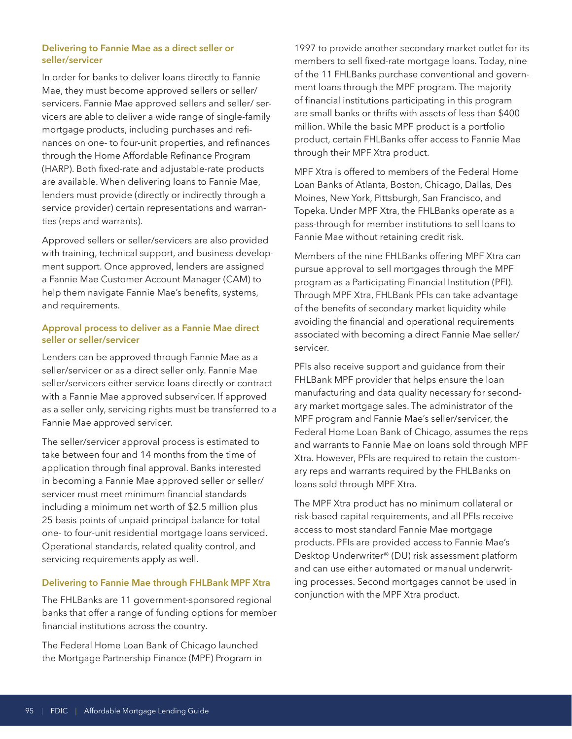### Delivering to Fannie Mae as a direct seller or seller/servicer

In order for banks to deliver loans directly to Fannie Mae, they must become approved sellers or seller/servicers. Fannie Mae approved sellers and seller/servicers are able to deliver a wide range of single-family mortgage products, including purchases and refinances on one- to four-unit properties, and refinances through the Home Affordable Refinance Program (HARP). Both fixed-rate and adjustable-rate products are available. When delivering loans to Fannie Mae, lenders must provide (directly or indirectly through a service provider) certain representations and warranties (reps and warrants).

Approved sellers or seller/servicers are also provided with training, technical support, and business development support. Once approved, lenders are assigned a Fannie Mae Customer Account Manager (CAM) to help them navigate Fannie Mae's benefits, systems, and requirements.

### Approval process to deliver as a Fannie Mae direct seller or seller/servicer

Lenders can be approved through Fannie Mae as a seller/servicer or as a direct seller only. Fannie Mae seller/servicers either service loans directly or contract with a Fannie Mae approved subservicer. If approved as a seller only, servicing rights must be transferred to a Fannie Mae approved servicer.

The seller/servicer approval process is estimated to take between four and 14 months from the time of application through final approval. Banks interested in becoming a Fannie Mae approved seller or seller/servicer must meet minimum financial standards including a minimum net worth of $2.5 million plus 25 basis points of unpaid principal balance for total one- to four-unit residential mortgage loans serviced. Operational standards, related quality control, and servicing requirements apply as well.

### Delivering to Fannie Mae through FHLBank MPF Xtra

The FHLBanks are 11 government-sponsored regional banks that offer a range of funding options for member financial institutions across the country.

The Federal Home Loan Bank of Chicago launched the Mortgage Partnership Finance (MPF) Program in 1997 to provide another secondary market outlet for its members to sell fixed-rate mortgage loans. Today, nine of the 11 FHLBanks purchase conventional and government loans through the MPF program. The majority of financial institutions participating in this program are small banks or thrifts with assets of less than $400 million. While the basic MPF product is a portfolio product, certain FHLBanks offer access to Fannie Mae through their MPF Xtra product.

MPF Xtra is offered to members of the Federal Home Loan Banks of Atlanta, Boston, Chicago, Dallas, Des Moines, New York, Pittsburgh, San Francisco, and Topeka. Under MPF Xtra, the FHLBanks operate as a pass-through for member institutions to sell loans to Fannie Mae without retaining credit risk.

Members of the nine FHLBanks offering MPF Xtra can pursue approval to sell mortgages through the MPF program as a Participating Financial Institution (PFI). Through MPF Xtra, FHLBank PFIs can take advantage of the benefits of secondary market liquidity while avoiding the financial and operational requirements associated with becoming a direct Fannie Mae seller/servicer.

PFIs also receive support and guidance from their FHLBank MPF provider that helps ensure the loan manufacturing and data quality necessary for secondary market mortgage sales. The administrator of the MPF program and Fannie Mae's seller/servicer, the Federal Home Loan Bank of Chicago, assumes the reps and warrants to Fannie Mae on loans sold through MPF Xtra. However, PFIs are required to retain the customary reps and warrants required by the FHLBanks on loans sold through MPF Xtra.

The MPF Xtra product has no minimum collateral or risk-based capital requirements, and all PFIs receive access to most standard Fannie Mae mortgage products. PFIs are provided access to Fannie Mae's Desktop Underwriter® (DU) risk assessment platform and can use either automated or manual underwriting processes. Second mortgages cannot be used in conjunction with the MPF Xtra product.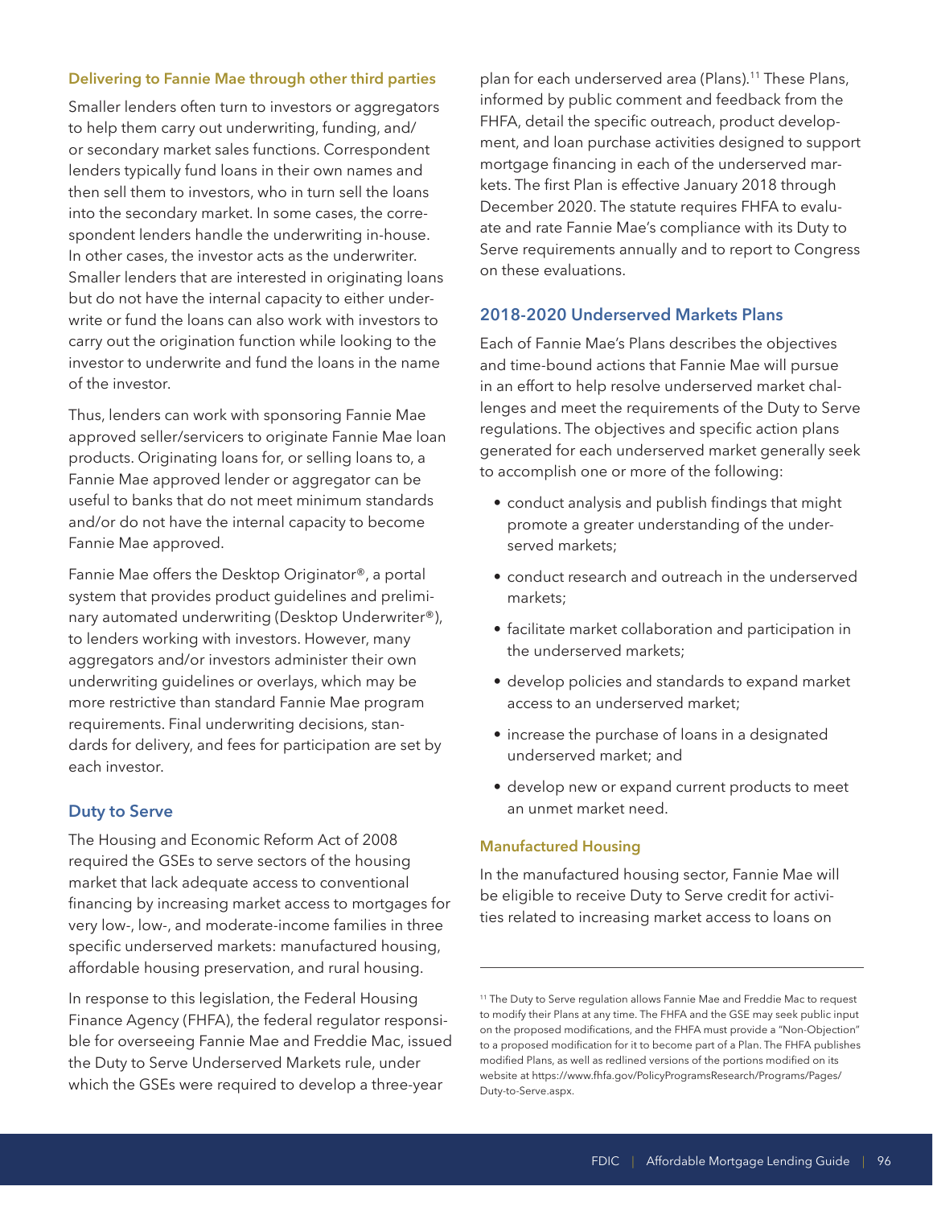### Delivering to Fannie Mae through other third parties

Smaller lenders often turn to investors or aggregators to help them carry out underwriting, funding, and/or secondary market sales functions. Correspondent lenders typically fund loans in their own names and then sell them to investors, who in turn sell the loans into the secondary market. In some cases, the correspondent lenders handle the underwriting in-house. In other cases, the investor acts as the underwriter. Smaller lenders that are interested in originating loans but do not have the internal capacity to either underwrite or fund the loans can also work with investors to carry out the origination function while looking to the investor to underwrite and fund the loans in the name of the investor.

Thus, lenders can work with sponsoring Fannie Mae approved seller/servicers to originate Fannie Mae loan products. Originating loans for, or selling loans to, a Fannie Mae approved lender or aggregator can be useful to banks that do not meet minimum standards and/or do not have the internal capacity to become Fannie Mae approved.

Fannie Mae offers the Desktop Originator®, a portal system that provides product guidelines and preliminary automated underwriting (Desktop Underwriter®), to lenders working with investors. However, many aggregators and/or investors administer their own underwriting guidelines or overlays, which may be more restrictive than standard Fannie Mae program requirements. Final underwriting decisions, standards for delivery, and fees for participation are set by each investor.

## Duty to Serve

The Housing and Economic Reform Act of 2008 required the GSEs to serve sectors of the housing market that lack adequate access to conventional financing by increasing market access to mortgages for very low-, low-, and moderate-income families in three specific underserved markets: manufactured housing, affordable housing preservation, and rural housing.

In response to this legislation, the Federal Housing Finance Agency (FHFA), the federal regulator responsible for overseeing Fannie Mae and Freddie Mac, issued the Duty to Serve Underserved Markets rule, under which the GSEs were required to develop a three-year plan for each underserved area (Plans).[11] These Plans, informed by public comment and feedback from the FHFA, detail the specific outreach, product development, and loan purchase activities designed to support mortgage financing in each of the underserved markets. The first Plan is effective January 2018 through December 2020. The statute requires FHFA to evaluate and rate Fannie Mae's compliance with its Duty to Serve requirements annually and to report to Congress on these evaluations.

## 2018-2020 Underserved Markets Plans

Each of Fannie Mae's Plans describes the objectives and time-bound actions that Fannie Mae will pursue in an effort to help resolve underserved market challenges and meet the requirements of the Duty to Serve regulations. The objectives and specific action plans generated for each underserved market generally seek to accomplish one or more of the following:

- conduct analysis and publish findings that might promote a greater understanding of the underserved markets;
- conduct research and outreach in the underserved markets;
- facilitate market collaboration and participation in the underserved markets;
- develop policies and standards to expand market access to an underserved market;
- increase the purchase of loans in a designated underserved market; and
- develop new or expand current products to meet an unmet market need.

### Manufactured Housing

In the manufactured housing sector, Fannie Mae will be eligible to receive Duty to Serve credit for activities related to increasing market access to loans on

---

[11] The Duty to Serve regulation allows Fannie Mae and Freddie Mac to request to modify their Plans at any time. The FHFA and the GSE may seek public input on the proposed modifications, and the FHFA must provide a "Non-Objection" to a proposed modification for it to become part of a Plan. The FHFA publishes modified Plans, as well as redlined versions of the portions modified on its website at https://www.fhfa.gov/PolicyProgramsResearch/Programs/Pages/Duty-to-Serve.aspx.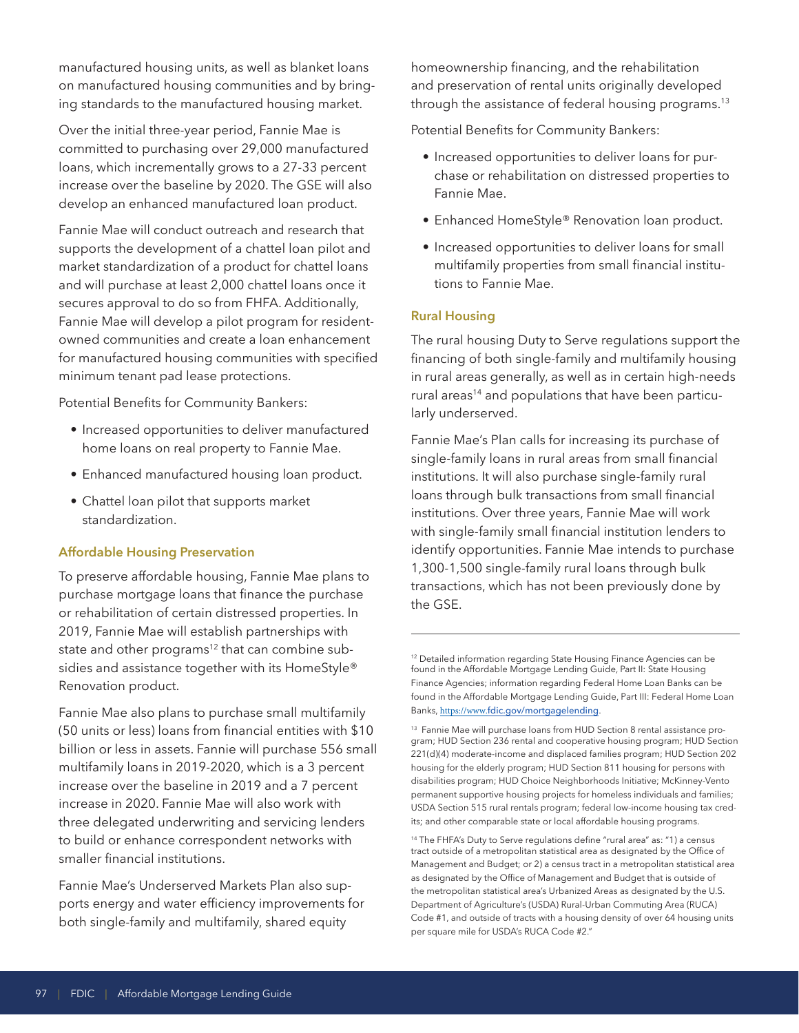manufactured housing units, as well as blanket loans on manufactured housing communities and by bringing standards to the manufactured housing market.

Over the initial three-year period, Fannie Mae is committed to purchasing over 29,000 manufactured loans, which incrementally grows to a 27-33 percent increase over the baseline by 2020. The GSE will also develop an enhanced manufactured loan product.

Fannie Mae will conduct outreach and research that supports the development of a chattel loan pilot and market standardization of a product for chattel loans and will purchase at least 2,000 chattel loans once it secures approval to do so from FHFA. Additionally, Fannie Mae will develop a pilot program for resident-owned communities and create a loan enhancement for manufactured housing communities with specified minimum tenant pad lease protections.

Potential Benefits for Community Bankers:

- Increased opportunities to deliver manufactured home loans on real property to Fannie Mae.
- Enhanced manufactured housing loan product.
- Chattel loan pilot that supports market standardization.

### Affordable Housing Preservation

To preserve affordable housing, Fannie Mae plans to purchase mortgage loans that finance the purchase or rehabilitation of certain distressed properties. In 2019, Fannie Mae will establish partnerships with state and other programs[12] that can combine subsidies and assistance together with its HomeStyle® Renovation product.

Fannie Mae also plans to purchase small multifamily (50 units or less) loans from financial entities with $10 billion or less in assets. Fannie will purchase 556 small multifamily loans in 2019-2020, which is a 3 percent increase over the baseline in 2019 and a 7 percent increase in 2020. Fannie Mae will also work with three delegated underwriting and servicing lenders to build or enhance correspondent networks with smaller financial institutions.

Fannie Mae's Underserved Markets Plan also supports energy and water efficiency improvements for both single-family and multifamily, shared equity homeownership financing, and the rehabilitation and preservation of rental units originally developed through the assistance of federal housing programs.[13]

Potential Benefits for Community Bankers:

- Increased opportunities to deliver loans for purchase or rehabilitation on distressed properties to Fannie Mae.
- Enhanced HomeStyle® Renovation loan product.
- Increased opportunities to deliver loans for small multifamily properties from small financial institutions to Fannie Mae.

### Rural Housing

The rural housing Duty to Serve regulations support the financing of both single-family and multifamily housing in rural areas generally, as well as in certain high-needs rural areas[14] and populations that have been particularly underserved.

Fannie Mae's Plan calls for increasing its purchase of single-family loans in rural areas from small financial institutions. It will also purchase single-family rural loans through bulk transactions from small financial institutions. Over three years, Fannie Mae will work with single-family small financial institution lenders to identify opportunities. Fannie Mae intends to purchase 1,300-1,500 single-family rural loans through bulk transactions, which has not been previously done by the GSE.

---

[12] Detailed information regarding State Housing Finance Agencies can be found in the Affordable Mortgage Lending Guide, Part II: State Housing Finance Agencies; information regarding Federal Home Loan Banks can be found in the Affordable Mortgage Lending Guide, Part III: Federal Home Loan Banks, https://www.fdic.gov/mortgagelending.

[13] Fannie Mae will purchase loans from HUD Section 8 rental assistance program; HUD Section 236 rental and cooperative housing program; HUD Section 221(d)(4) moderate-income and displaced families program; HUD Section 202 housing for the elderly program; HUD Section 811 housing for persons with disabilities program; HUD Choice Neighborhoods Initiative; McKinney-Vento permanent supportive housing projects for homeless individuals and families; USDA Section 515 rural rentals program; federal low-income housing tax credits; and other comparable state or local affordable housing programs.

[14] The FHFA's Duty to Serve regulations define "rural area" as: "1) a census tract outside of a metropolitan statistical area as designated by the Office of Management and Budget; or 2) a census tract in a metropolitan statistical area as designated by the Office of Management and Budget that is outside of the metropolitan statistical area's Urbanized Areas as designated by the U.S. Department of Agriculture's (USDA) Rural-Urban Commuting Area (RUCA) Code #1, and outside of tracts with a housing density of over 64 housing units per square mile for USDA's RUCA Code #2."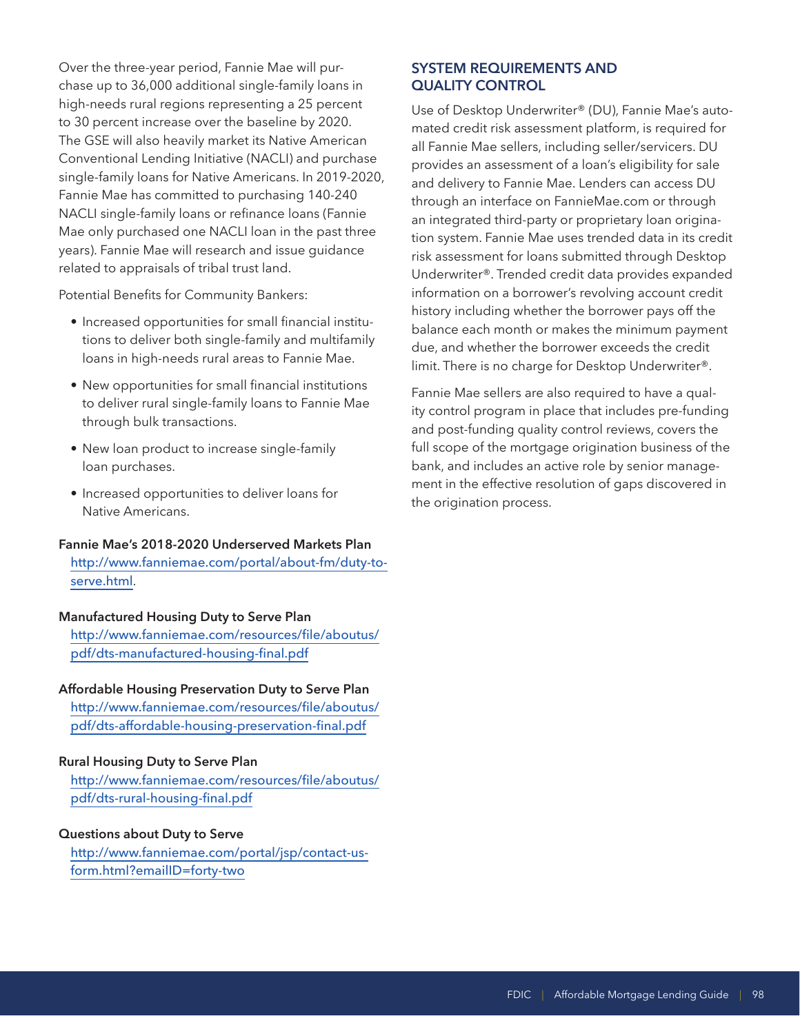Over the three-year period, Fannie Mae will purchase up to 36,000 additional single-family loans in high-needs rural regions representing a 25 percent to 30 percent increase over the baseline by 2020. The GSE will also heavily market its Native American Conventional Lending Initiative (NACLI) and purchase single-family loans for Native Americans. In 2019-2020, Fannie Mae has committed to purchasing 140-240 NACLI single-family loans or refinance loans (Fannie Mae only purchased one NACLI loan in the past three years). Fannie Mae will research and issue guidance related to appraisals of tribal trust land.

Potential Benefits for Community Bankers:

- Increased opportunities for small financial institutions to deliver both single-family and multifamily loans in high-needs rural areas to Fannie Mae.
- New opportunities for small financial institutions to deliver rural single-family loans to Fannie Mae through bulk transactions.
- New loan product to increase single-family loan purchases.
- Increased opportunities to deliver loans for Native Americans.

**Fannie Mae's 2018-2020 Underserved Markets Plan**
http://www.fanniemae.com/portal/about-fm/duty-to-serve.html.

**Manufactured Housing Duty to Serve Plan**
http://www.fanniemae.com/resources/file/aboutus/pdf/dts-manufactured-housing-final.pdf

**Affordable Housing Preservation Duty to Serve Plan**
http://www.fanniemae.com/resources/file/aboutus/pdf/dts-affordable-housing-preservation-final.pdf

**Rural Housing Duty to Serve Plan**
http://www.fanniemae.com/resources/file/aboutus/pdf/dts-rural-housing-final.pdf

**Questions about Duty to Serve**
http://www.fanniemae.com/portal/jsp/contact-us-form.html?emailID=forty-two

## SYSTEM REQUIREMENTS AND QUALITY CONTROL

Use of Desktop Underwriter® (DU), Fannie Mae's automated credit risk assessment platform, is required for all Fannie Mae sellers, including seller/servicers. DU provides an assessment of a loan's eligibility for sale and delivery to Fannie Mae. Lenders can access DU through an interface on FannieMae.com or through an integrated third-party or proprietary loan origination system. Fannie Mae uses trended data in its credit risk assessment for loans submitted through Desktop Underwriter®. Trended credit data provides expanded information on a borrower's revolving account credit history including whether the borrower pays off the balance each month or makes the minimum payment due, and whether the borrower exceeds the credit limit. There is no charge for Desktop Underwriter®.

Fannie Mae sellers are also required to have a quality control program in place that includes pre-funding and post-funding quality control reviews, covers the full scope of the mortgage origination business of the bank, and includes an active role by senior management in the effective resolution of gaps discovered in the origination process.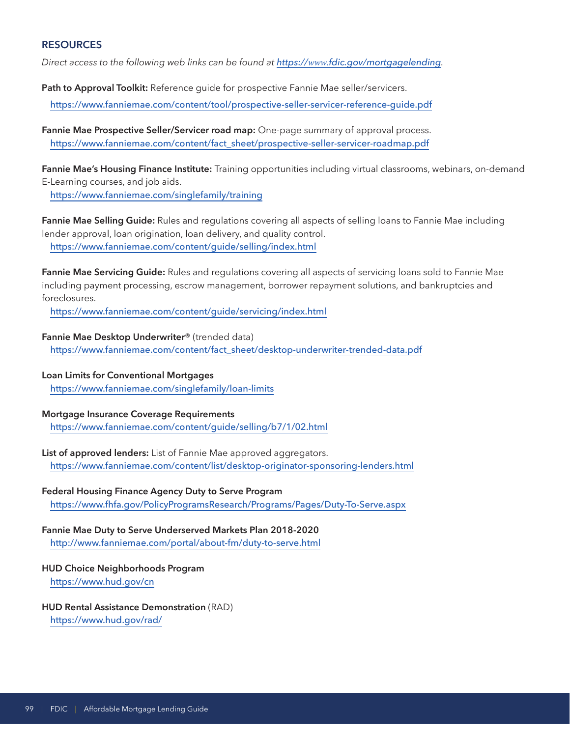## RESOURCES

*Direct access to the following web links can be found at [https://www.fdic.gov/mortgagelending](https://www.fdic.gov/mortgagelending).*

**Path to Approval Toolkit:** Reference guide for prospective Fannie Mae seller/servicers.
https://www.fanniemae.com/content/tool/prospective-seller-servicer-reference-guide.pdf

**Fannie Mae Prospective Seller/Servicer road map:** One-page summary of approval process.
https://www.fanniemae.com/content/fact_sheet/prospective-seller-servicer-roadmap.pdf

**Fannie Mae's Housing Finance Institute:** Training opportunities including virtual classrooms, webinars, on-demand E-Learning courses, and job aids.
https://www.fanniemae.com/singlefamily/training

**Fannie Mae Selling Guide:** Rules and regulations covering all aspects of selling loans to Fannie Mae including lender approval, loan origination, loan delivery, and quality control.
https://www.fanniemae.com/content/guide/selling/index.html

**Fannie Mae Servicing Guide:** Rules and regulations covering all aspects of servicing loans sold to Fannie Mae including payment processing, escrow management, borrower repayment solutions, and bankruptcies and foreclosures.
https://www.fanniemae.com/content/guide/servicing/index.html

**Fannie Mae Desktop Underwriter®** (trended data)
https://www.fanniemae.com/content/fact_sheet/desktop-underwriter-trended-data.pdf

**Loan Limits for Conventional Mortgages**
https://www.fanniemae.com/singlefamily/loan-limits

**Mortgage Insurance Coverage Requirements**
https://www.fanniemae.com/content/guide/selling/b7/1/02.html

**List of approved lenders:** List of Fannie Mae approved aggregators.
https://www.fanniemae.com/content/list/desktop-originator-sponsoring-lenders.html

**Federal Housing Finance Agency Duty to Serve Program**
https://www.fhfa.gov/PolicyProgramsResearch/Programs/Pages/Duty-To-Serve.aspx

**Fannie Mae Duty to Serve Underserved Markets Plan 2018-2020**
http://www.fanniemae.com/portal/about-fm/duty-to-serve.html

**HUD Choice Neighborhoods Program**
https://www.hud.gov/cn

**HUD Rental Assistance Demonstration** (RAD)
https://www.hud.gov/rad/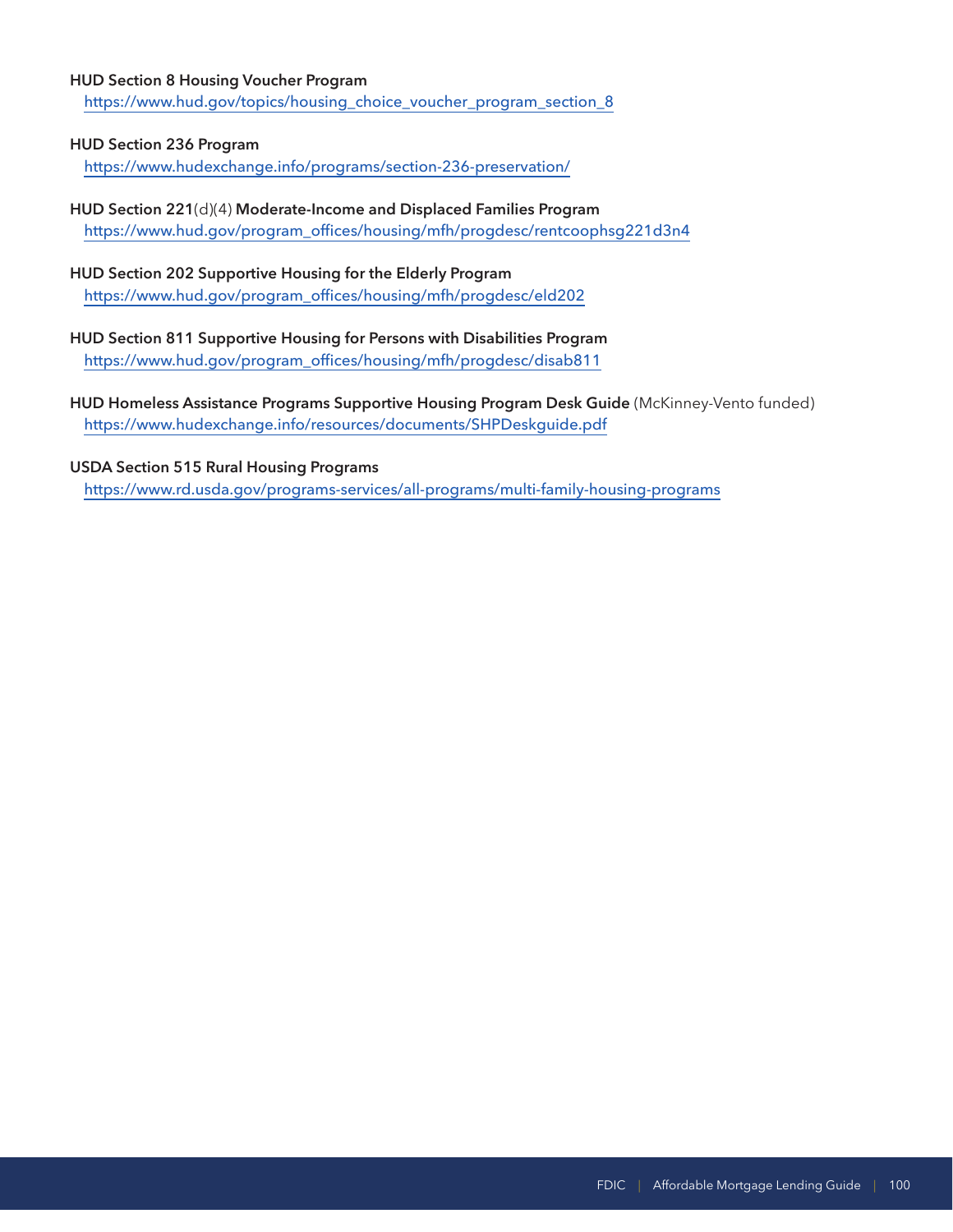**HUD Section 8 Housing Voucher Program**
https://www.hud.gov/topics/housing_choice_voucher_program_section_8

**HUD Section 236 Program**
https://www.hudexchange.info/programs/section-236-preservation/

**HUD Section 221**(d)(4) **Moderate-Income and Displaced Families Program**
https://www.hud.gov/program_offices/housing/mfh/progdesc/rentcoophsg221d3n4

**HUD Section 202 Supportive Housing for the Elderly Program**
https://www.hud.gov/program_offices/housing/mfh/progdesc/eld202

**HUD Section 811 Supportive Housing for Persons with Disabilities Program**
https://www.hud.gov/program_offices/housing/mfh/progdesc/disab811

**HUD Homeless Assistance Programs Supportive Housing Program Desk Guide** (McKinney-Vento funded)
https://www.hudexchange.info/resources/documents/SHPDeskguide.pdf

**USDA Section 515 Rural Housing Programs**
https://www.rd.usda.gov/programs-services/all-programs/multi-family-housing-programs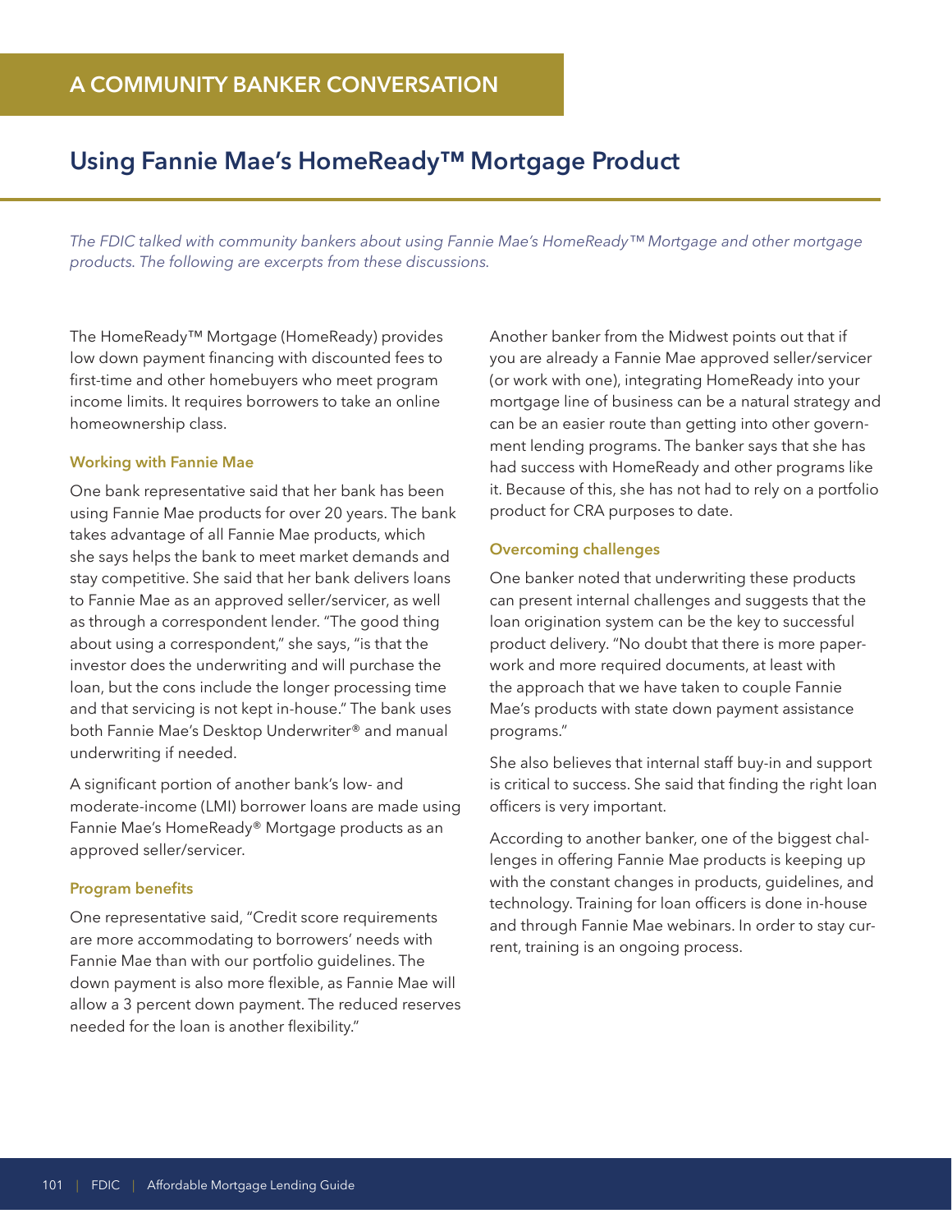## A COMMUNITY BANKER CONVERSATION

# Using Fannie Mae's HomeReady™ Mortgage Product

*The FDIC talked with community bankers about using Fannie Mae's HomeReady™ Mortgage and other mortgage products. The following are excerpts from these discussions.*

The HomeReady™ Mortgage (HomeReady) provides low down payment financing with discounted fees to first-time and other homebuyers who meet program income limits. It requires borrowers to take an online homeownership class.

### Working with Fannie Mae

One bank representative said that her bank has been using Fannie Mae products for over 20 years. The bank takes advantage of all Fannie Mae products, which she says helps the bank to meet market demands and stay competitive. She said that her bank delivers loans to Fannie Mae as an approved seller/servicer, as well as through a correspondent lender. "The good thing about using a correspondent," she says, "is that the investor does the underwriting and will purchase the loan, but the cons include the longer processing time and that servicing is not kept in-house." The bank uses both Fannie Mae's Desktop Underwriter® and manual underwriting if needed.

A significant portion of another bank's low- and moderate-income (LMI) borrower loans are made using Fannie Mae's HomeReady® Mortgage products as an approved seller/servicer.

### Program benefits

One representative said, "Credit score requirements are more accommodating to borrowers' needs with Fannie Mae than with our portfolio guidelines. The down payment is also more flexible, as Fannie Mae will allow a 3 percent down payment. The reduced reserves needed for the loan is another flexibility."

Another banker from the Midwest points out that if you are already a Fannie Mae approved seller/servicer (or work with one), integrating HomeReady into your mortgage line of business can be a natural strategy and can be an easier route than getting into other government lending programs. The banker says that she has had success with HomeReady and other programs like it. Because of this, she has not had to rely on a portfolio product for CRA purposes to date.

### Overcoming challenges

One banker noted that underwriting these products can present internal challenges and suggests that the loan origination system can be the key to successful product delivery. "No doubt that there is more paperwork and more required documents, at least with the approach that we have taken to couple Fannie Mae's products with state down payment assistance programs."

She also believes that internal staff buy-in and support is critical to success. She said that finding the right loan officers is very important.

According to another banker, one of the biggest challenges in offering Fannie Mae products is keeping up with the constant changes in products, guidelines, and technology. Training for loan officers is done in-house and through Fannie Mae webinars. In order to stay current, training is an ongoing process.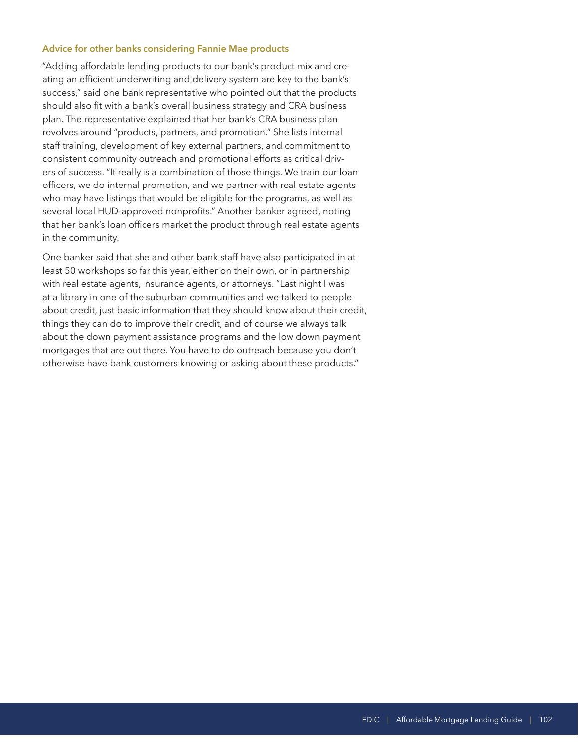### Advice for other banks considering Fannie Mae products

"Adding affordable lending products to our bank's product mix and creating an efficient underwriting and delivery system are key to the bank's success," said one bank representative who pointed out that the products should also fit with a bank's overall business strategy and CRA business plan. The representative explained that her bank's CRA business plan revolves around "products, partners, and promotion." She lists internal staff training, development of key external partners, and commitment to consistent community outreach and promotional efforts as critical drivers of success. "It really is a combination of those things. We train our loan officers, we do internal promotion, and we partner with real estate agents who may have listings that would be eligible for the programs, as well as several local HUD-approved nonprofits." Another banker agreed, noting that her bank's loan officers market the product through real estate agents in the community.

One banker said that she and other bank staff have also participated in at least 50 workshops so far this year, either on their own, or in partnership with real estate agents, insurance agents, or attorneys. "Last night I was at a library in one of the suburban communities and we talked to people about credit, just basic information that they should know about their credit, things they can do to improve their credit, and of course we always talk about the down payment assistance programs and the low down payment mortgages that are out there. You have to do outreach because you don't otherwise have bank customers knowing or asking about these products."